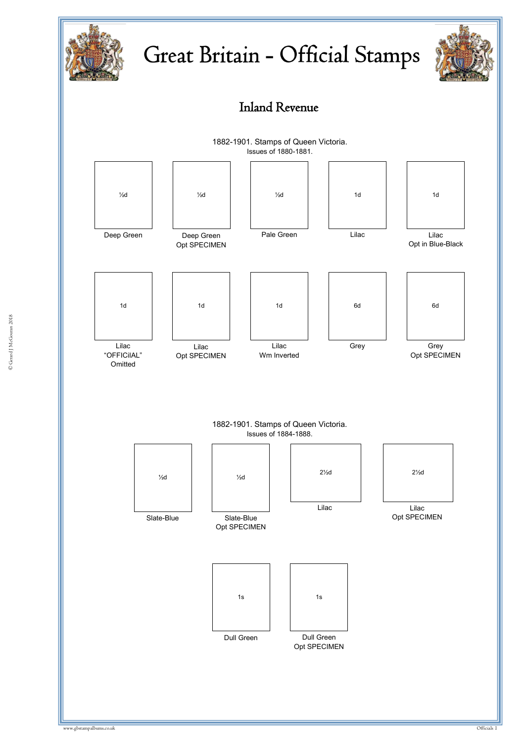# Great Britain - Official Stamps

## Inland Revenue

1882-1901. Stamps of Queen Victoria.
Issues of 1880-1881.

| ½d | ½d | ½d | 1d | 1d |
|---|---|---|---|---|
| Deep Green | Deep Green Opt SPECIMEN | Pale Green | Lilac | Lilac Opt in Blue-Black |

| 1d | 1d | 1d | 6d | 6d |
|---|---|---|---|---|
| Lilac "OFFICiAL" Omitted | Lilac Opt SPECIMEN | Lilac Wm Inverted | Grey | Grey Opt SPECIMEN |

1882-1901. Stamps of Queen Victoria.
Issues of 1884-1888.

| ½d | ½d | 2½d | 2½d |
|---|---|---|---|
| Slate-Blue | Slate-Blue Opt SPECIMEN | Lilac | Lilac Opt SPECIMEN |

| 1s | 1s |
|---|---|
| Dull Green | Dull Green Opt SPECIMEN |

© Gerard J McGouran 2018

www.gbstampalbums.co.uk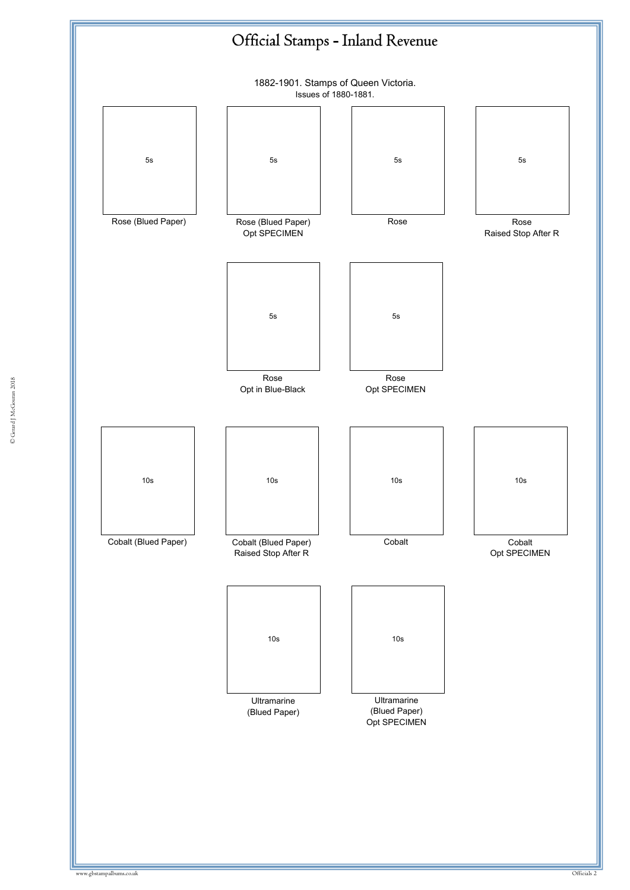# Official Stamps - Inland Revenue

1882-1901. Stamps of Queen Victoria.

Issues of 1880-1881.

| 5s | 5s | 5s | 5s |
| --- | --- | --- | --- |
| Rose (Blued Paper) | Rose (Blued Paper) Opt SPECIMEN | Rose | Rose Raised Stop After R |

| 5s | 5s |
| --- | --- |
| Rose Opt in Blue-Black | Rose Opt SPECIMEN |

| 10s | 10s | 10s | 10s |
| --- | --- | --- | --- |
| Cobalt (Blued Paper) | Cobalt (Blued Paper) Raised Stop After R | Cobalt | Cobalt Opt SPECIMEN |

| 10s | 10s |
| --- | --- |
| Ultramarine (Blued Paper) | Ultramarine (Blued Paper) Opt SPECIMEN |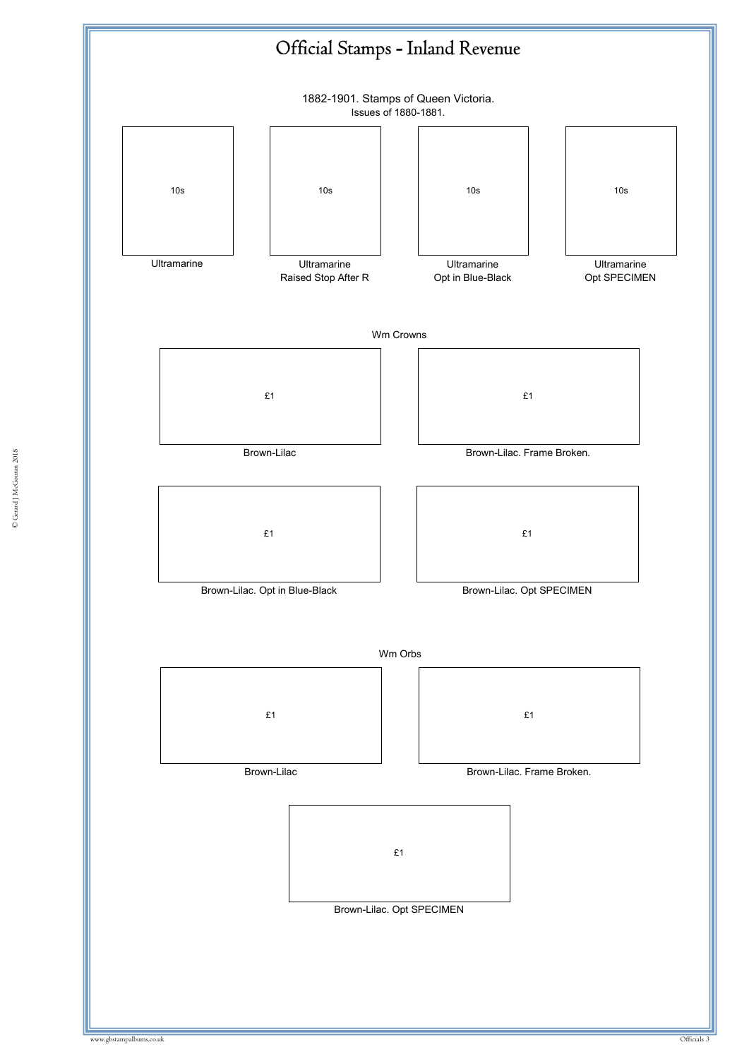# Official Stamps - Inland Revenue

1882-1901. Stamps of Queen Victoria.

Issues of 1880-1881.

10s

Ultramarine

10s

Ultramarine
Raised Stop After R

10s

Ultramarine
Opt in Blue-Black

10s

Ultramarine
Opt SPECIMEN

Wm Crowns

£1

Brown-Lilac

£1

Brown-Lilac. Frame Broken.

£1

Brown-Lilac. Opt in Blue-Black

£1

Brown-Lilac. Opt SPECIMEN

Wm Orbs

£1

Brown-Lilac

£1

Brown-Lilac. Frame Broken.

£1

Brown-Lilac. Opt SPECIMEN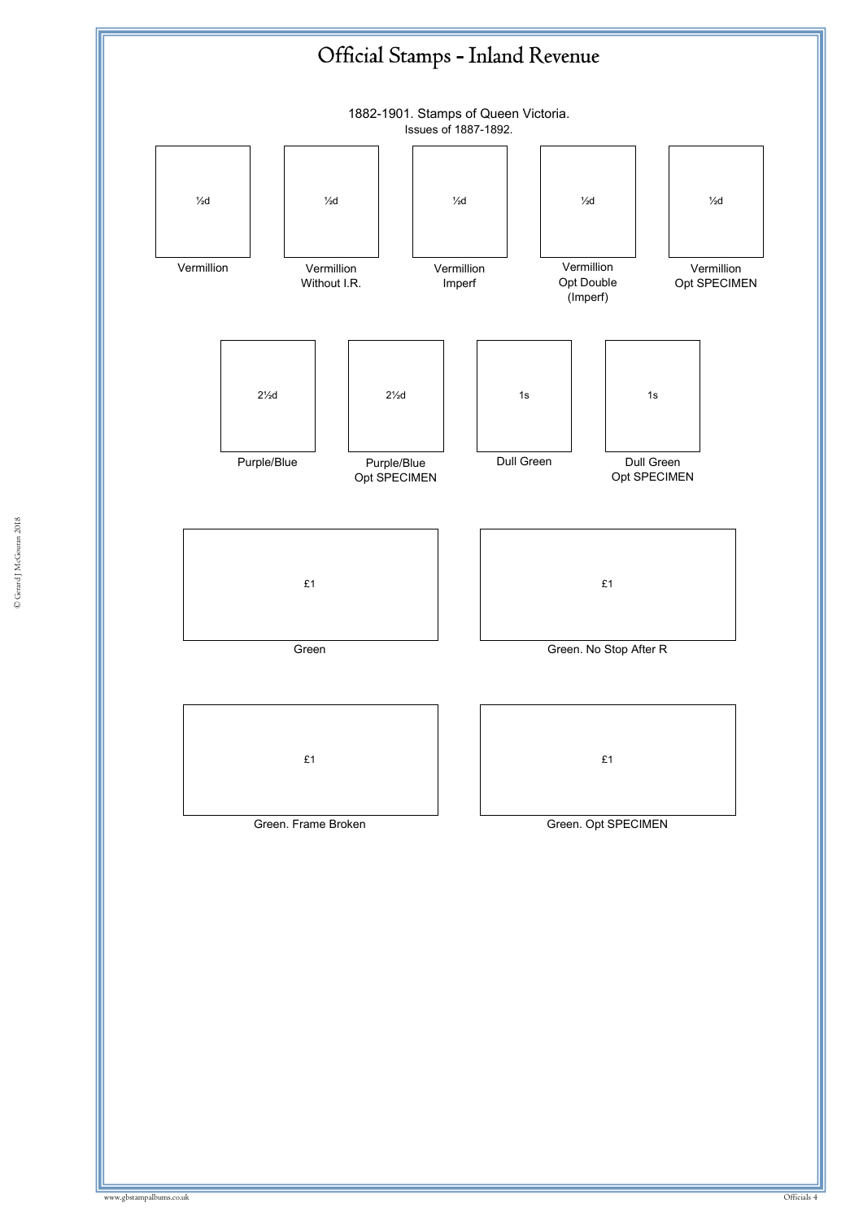# Official Stamps - Inland Revenue

1882-1901. Stamps of Queen Victoria.

Issues of 1887-1892.

½d

Vermillion

½d

Vermillion
Without I.R.

½d

Vermillion
Imperf

½d

Vermillion
Opt Double
(Imperf)

½d

Vermillion
Opt SPECIMEN

2½d

Purple/Blue

2½d

Purple/Blue
Opt SPECIMEN

1s

Dull Green

1s

Dull Green
Opt SPECIMEN

£1

Green

£1

Green. No Stop After R

£1

Green. Frame Broken

£1

Green. Opt SPECIMEN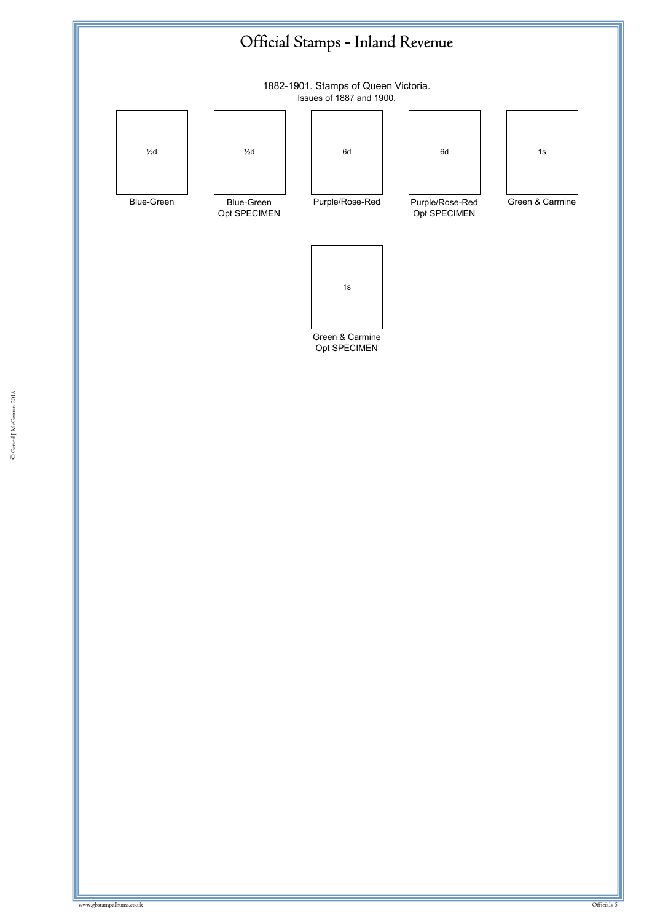# Official Stamps - Inland Revenue

1882-1901. Stamps of Queen Victoria.

Issues of 1887 and 1900.

| ½d | ½d | 6d | 6d | 1s |
|---|---|---|---|---|
| Blue-Green | Blue-Green Opt SPECIMEN | Purple/Rose-Red | Purple/Rose-Red Opt SPECIMEN | Green & Carmine |

| 1s |
|---|
| Green & Carmine Opt SPECIMEN |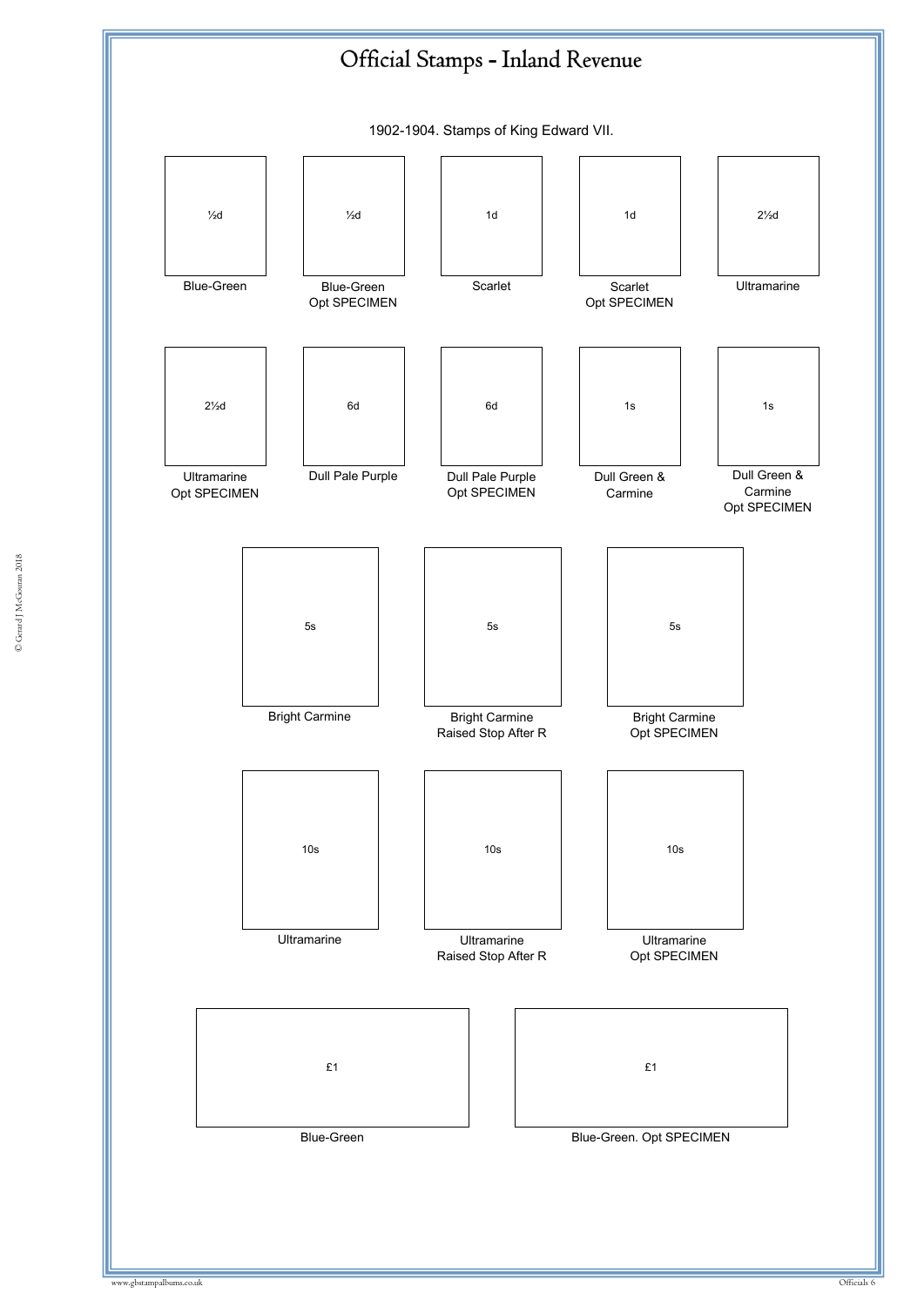# Official Stamps - Inland Revenue

1902-1904. Stamps of King Edward VII.

| ½d | ½d | 1d | 1d | 2½d |
|---|---|---|---|---|
| Blue-Green | Blue-Green Opt SPECIMEN | Scarlet | Scarlet Opt SPECIMEN | Ultramarine |

| 2½d | 6d | 6d | 1s | 1s |
|---|---|---|---|---|
| Ultramarine Opt SPECIMEN | Dull Pale Purple | Dull Pale Purple Opt SPECIMEN | Dull Green & Carmine | Dull Green & Carmine Opt SPECIMEN |

| 5s | 5s | 5s |
|---|---|---|
| Bright Carmine | Bright Carmine Raised Stop After R | Bright Carmine Opt SPECIMEN |

| 10s | 10s | 10s |
|---|---|---|
| Ultramarine | Ultramarine Raised Stop After R | Ultramarine Opt SPECIMEN |

| £1 | £1 |
|---|---|
| Blue-Green | Blue-Green. Opt SPECIMEN |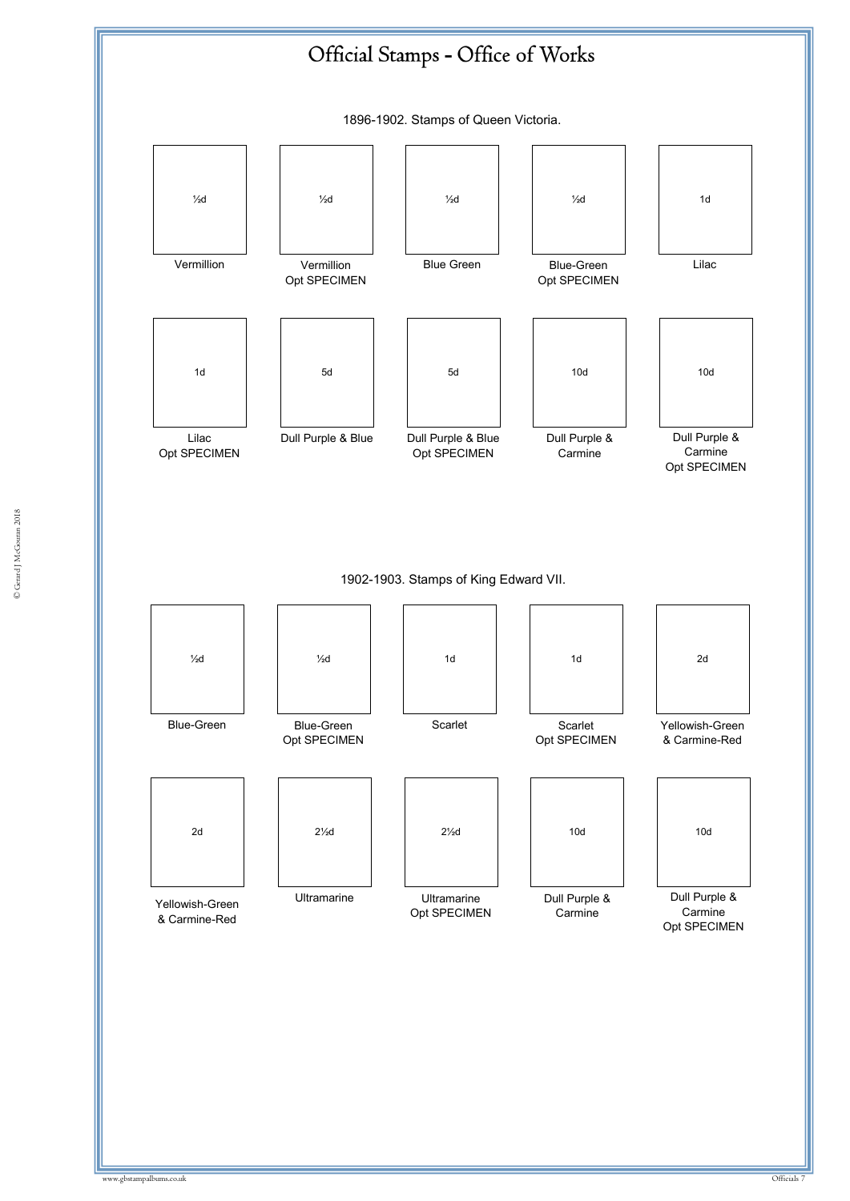# Official Stamps - Office of Works

1896-1902. Stamps of Queen Victoria.

| ½d | ½d | ½d | ½d | 1d |
|---|---|---|---|---|
| Vermillion | Vermillion Opt SPECIMEN | Blue Green | Blue-Green Opt SPECIMEN | Lilac |

| 1d | 5d | 5d | 10d | 10d |
|---|---|---|---|---|
| Lilac Opt SPECIMEN | Dull Purple & Blue | Dull Purple & Blue Opt SPECIMEN | Dull Purple & Carmine | Dull Purple & Carmine Opt SPECIMEN |

1902-1903. Stamps of King Edward VII.

| ½d | ½d | 1d | 1d | 2d |
|---|---|---|---|---|
| Blue-Green | Blue-Green Opt SPECIMEN | Scarlet | Scarlet Opt SPECIMEN | Yellowish-Green & Carmine-Red |

| 2d | 2½d | 2½d | 10d | 10d |
|---|---|---|---|---|
| Yellowish-Green & Carmine-Red | Ultramarine | Ultramarine Opt SPECIMEN | Dull Purple & Carmine | Dull Purple & Carmine Opt SPECIMEN |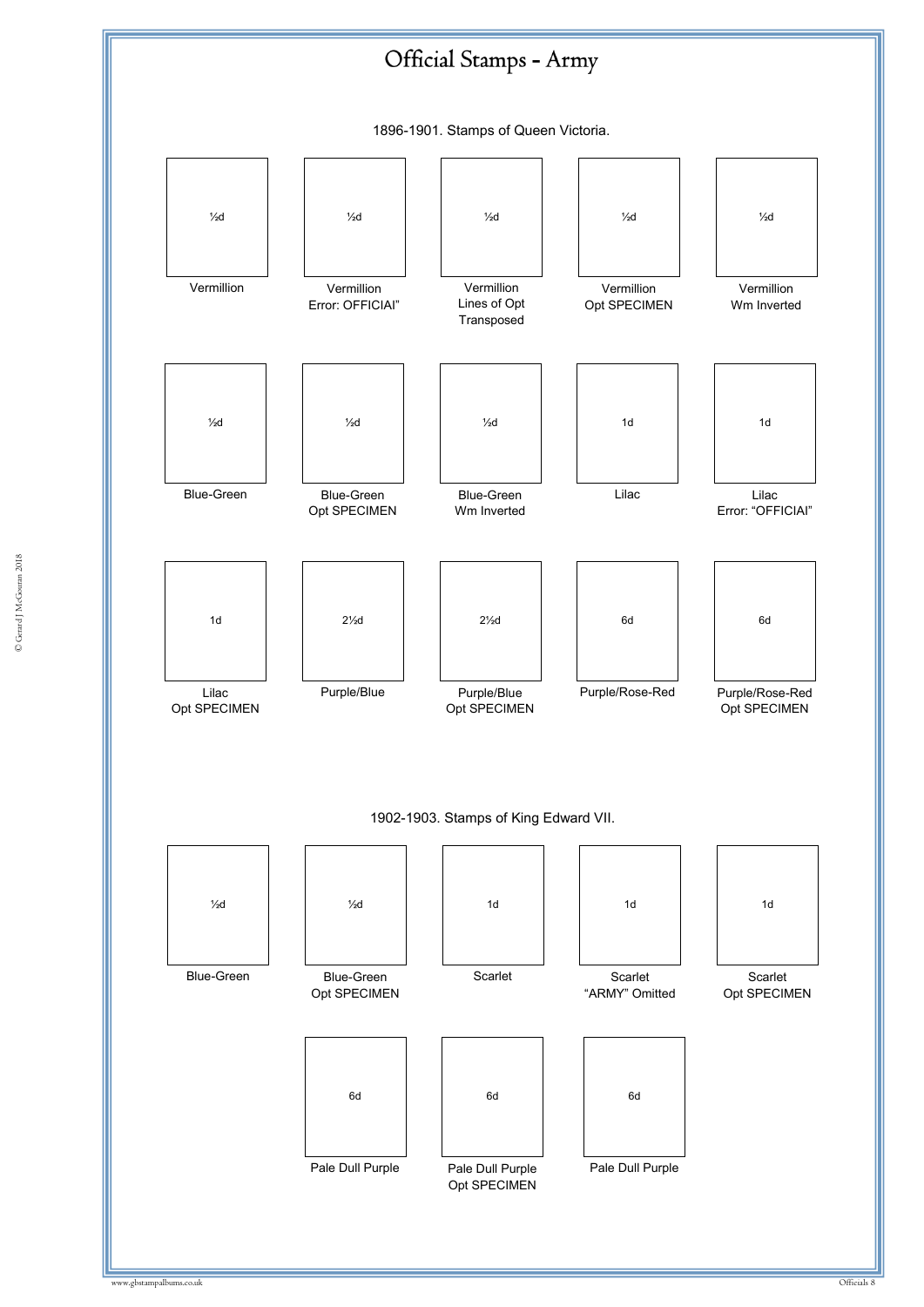# Official Stamps - Army

1896-1901. Stamps of Queen Victoria.

| ½d | ½d | ½d | ½d | ½d |
|---|---|---|---|---|
| Vermillion | Vermillion Error: OFFICIAI" | Vermillion Lines of Opt Transposed | Vermillion Opt SPECIMEN | Vermillion Wm Inverted |

| ½d | ½d | ½d | 1d | 1d |
|---|---|---|---|---|
| Blue-Green | Blue-Green Opt SPECIMEN | Blue-Green Wm Inverted | Lilac | Lilac Error: "OFFICIAI" |

| 1d | 2½d | 2½d | 6d | 6d |
|---|---|---|---|---|
| Lilac Opt SPECIMEN | Purple/Blue | Purple/Blue Opt SPECIMEN | Purple/Rose-Red | Purple/Rose-Red Opt SPECIMEN |

1902-1903. Stamps of King Edward VII.

| ½d | ½d | 1d | 1d | 1d |
|---|---|---|---|---|
| Blue-Green | Blue-Green Opt SPECIMEN | Scarlet | Scarlet "ARMY" Omitted | Scarlet Opt SPECIMEN |

| 6d | 6d | 6d |
|---|---|---|
| Pale Dull Purple | Pale Dull Purple Opt SPECIMEN | Pale Dull Purple |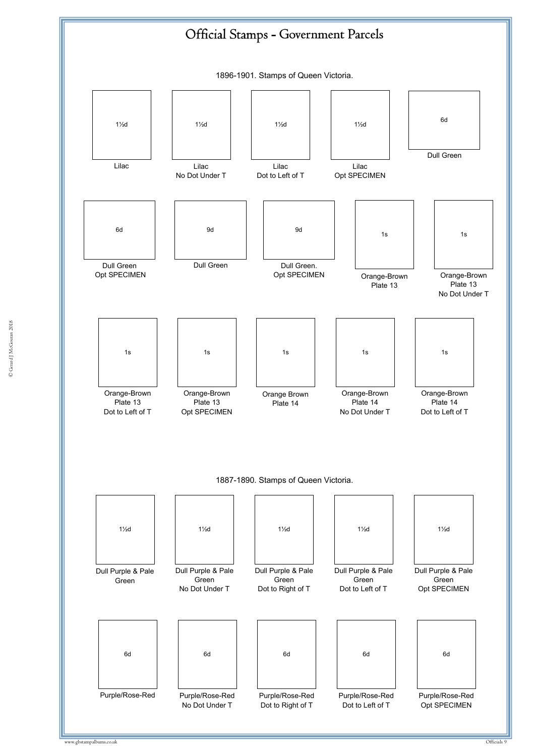# Official Stamps - Government Parcels

## 1896-1901. Stamps of Queen Victoria.

| Value | Description |
|---|---|
| 1½d | Lilac |
| 1½d | Lilac No Dot Under T |
| 1½d | Lilac Dot to Left of T |
| 1½d | Lilac Opt SPECIMEN |
| 6d | Dull Green |
| 6d | Dull Green Opt SPECIMEN |
| 9d | Dull Green |
| 9d | Dull Green. Opt SPECIMEN |
| 1s | Orange-Brown Plate 13 |
| 1s | Orange-Brown Plate 13 No Dot Under T |
| 1s | Orange-Brown Plate 13 Dot to Left of T |
| 1s | Orange-Brown Plate 13 Opt SPECIMEN |
| 1s | Orange Brown Plate 14 |
| 1s | Orange-Brown Plate 14 No Dot Under T |
| 1s | Orange-Brown Plate 14 Dot to Left of T |

## 1887-1890. Stamps of Queen Victoria.

| Value | Description |
|---|---|
| 1½d | Dull Purple & Pale Green |
| 1½d | Dull Purple & Pale Green No Dot Under T |
| 1½d | Dull Purple & Pale Green Dot to Right of T |
| 1½d | Dull Purple & Pale Green Dot to Left of T |
| 1½d | Dull Purple & Pale Green Opt SPECIMEN |
| 6d | Purple/Rose-Red |
| 6d | Purple/Rose-Red No Dot Under T |
| 6d | Purple/Rose-Red Dot to Right of T |
| 6d | Purple/Rose-Red Dot to Left of T |
| 6d | Purple/Rose-Red Opt SPECIMEN |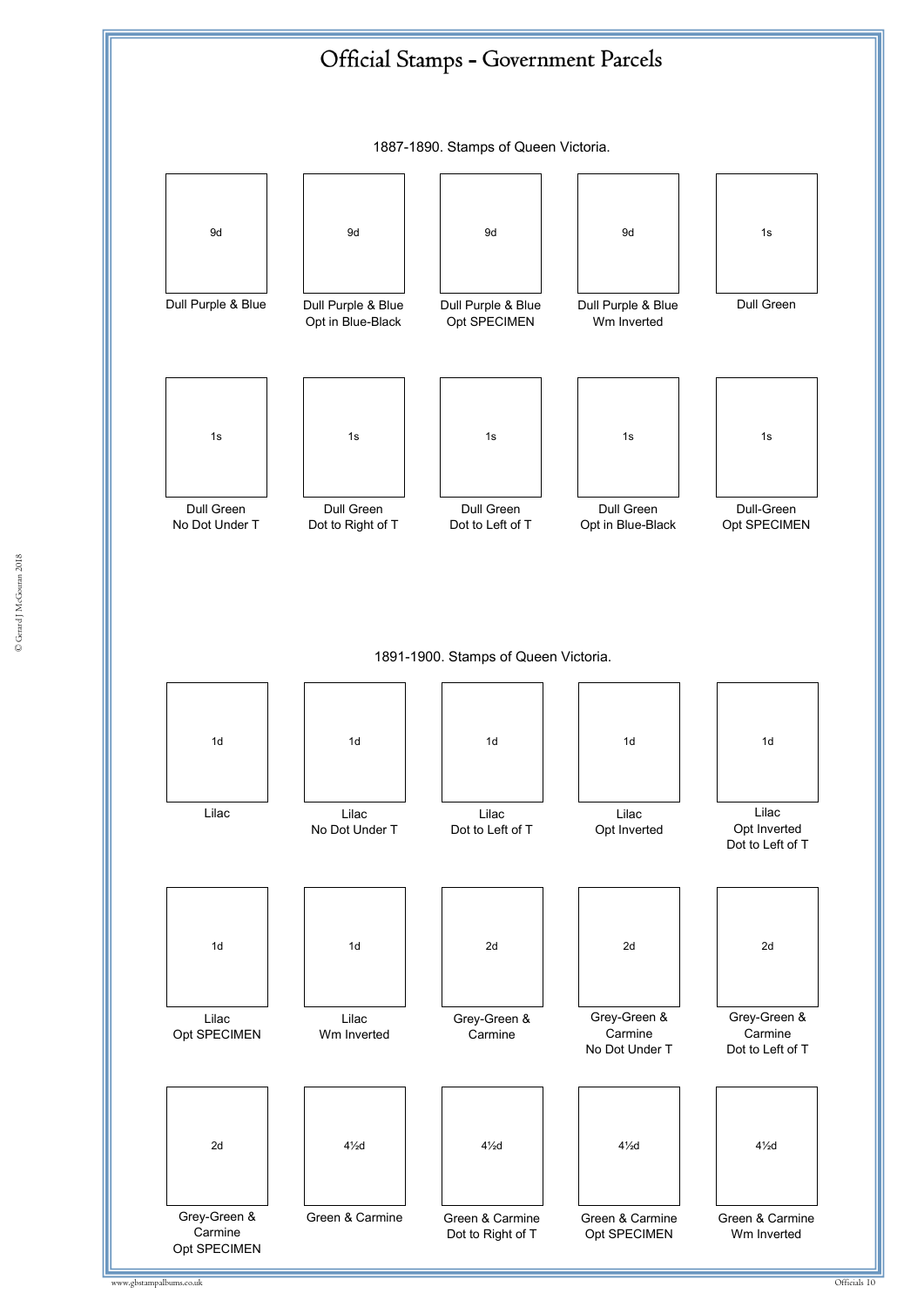# Official Stamps - Government Parcels

1887-1890. Stamps of Queen Victoria.

| 9d | 9d | 9d | 9d | 1s |
|---|---|---|---|---|
| Dull Purple & Blue | Dull Purple & Blue Opt in Blue-Black | Dull Purple & Blue Opt SPECIMEN | Dull Purple & Blue Wm Inverted | Dull Green |

| 1s | 1s | 1s | 1s | 1s |
|---|---|---|---|---|
| Dull Green No Dot Under T | Dull Green Dot to Right of T | Dull Green Dot to Left of T | Dull Green Opt in Blue-Black | Dull-Green Opt SPECIMEN |

1891-1900. Stamps of Queen Victoria.

| 1d | 1d | 1d | 1d | 1d |
|---|---|---|---|---|
| Lilac | Lilac No Dot Under T | Lilac Dot to Left of T | Lilac Opt Inverted | Lilac Opt Inverted Dot to Left of T |

| 1d | 1d | 2d | 2d | 2d |
|---|---|---|---|---|
| Lilac Opt SPECIMEN | Lilac Wm Inverted | Grey-Green & Carmine | Grey-Green & Carmine No Dot Under T | Grey-Green & Carmine Dot to Left of T |

| 2d | 4½d | 4½d | 4½d | 4½d |
|---|---|---|---|---|
| Grey-Green & Carmine Opt SPECIMEN | Green & Carmine | Green & Carmine Dot to Right of T | Green & Carmine Opt SPECIMEN | Green & Carmine Wm Inverted |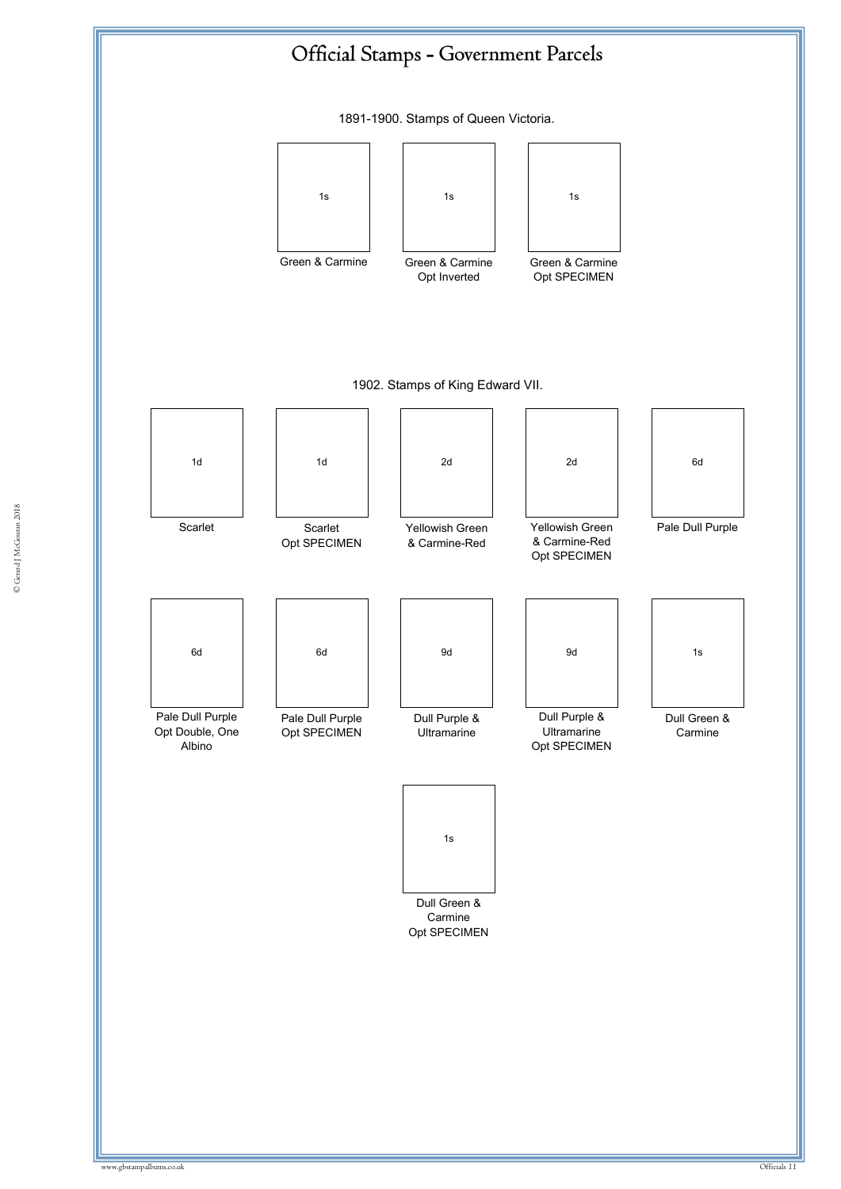# Official Stamps - Government Parcels

1891-1900. Stamps of Queen Victoria.

| 1s | 1s | 1s |
|---|---|---|
| Green & Carmine | Green & Carmine Opt Inverted | Green & Carmine Opt SPECIMEN |

1902. Stamps of King Edward VII.

| 1d | 1d | 2d | 2d | 6d |
|---|---|---|---|---|
| Scarlet | Scarlet Opt SPECIMEN | Yellowish Green & Carmine-Red | Yellowish Green & Carmine-Red Opt SPECIMEN | Pale Dull Purple |

| 6d | 6d | 9d | 9d | 1s |
|---|---|---|---|---|
| Pale Dull Purple Opt Double, One Albino | Pale Dull Purple Opt SPECIMEN | Dull Purple & Ultramarine | Dull Purple & Ultramarine Opt SPECIMEN | Dull Green & Carmine |

| 1s |
|---|
| Dull Green & Carmine Opt SPECIMEN |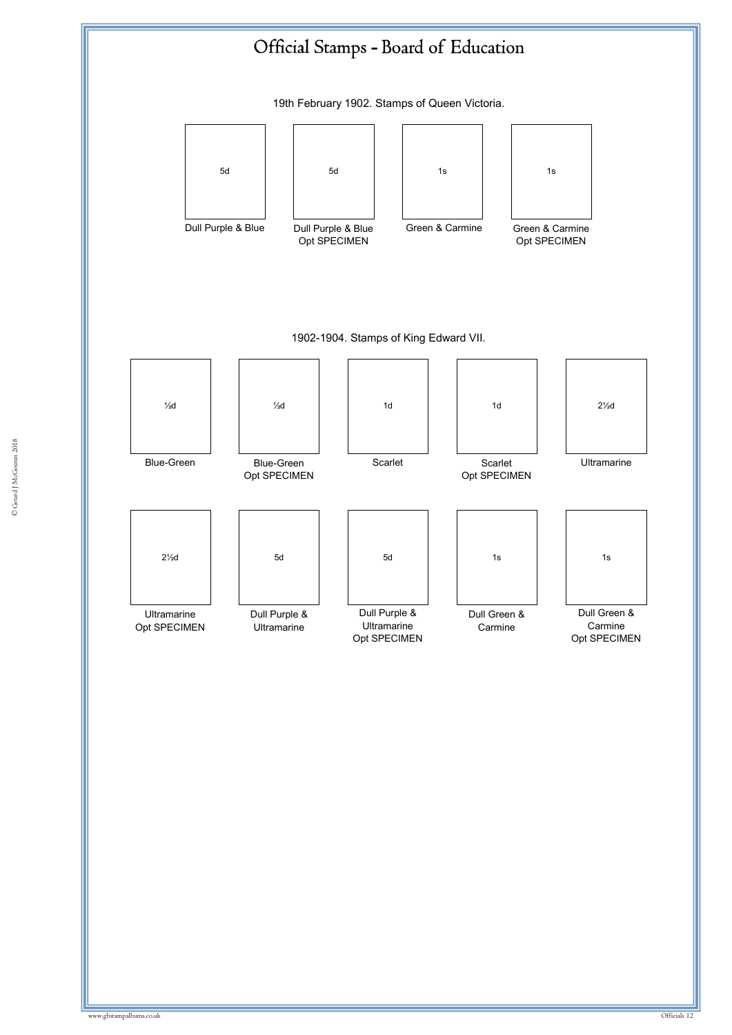# Official Stamps - Board of Education

19th February 1902. Stamps of Queen Victoria.

| 5d | 5d | 1s | 1s |
|---|---|---|---|
| Dull Purple & Blue | Dull Purple & Blue Opt SPECIMEN | Green & Carmine | Green & Carmine Opt SPECIMEN |

1902-1904. Stamps of King Edward VII.

| ½d | ½d | 1d | 1d | 2½d |
|---|---|---|---|---|
| Blue-Green | Blue-Green Opt SPECIMEN | Scarlet | Scarlet Opt SPECIMEN | Ultramarine |

| 2½d | 5d | 5d | 1s | 1s |
|---|---|---|---|---|
| Ultramarine Opt SPECIMEN | Dull Purple & Ultramarine | Dull Purple & Ultramarine Opt SPECIMEN | Dull Green & Carmine | Dull Green & Carmine Opt SPECIMEN |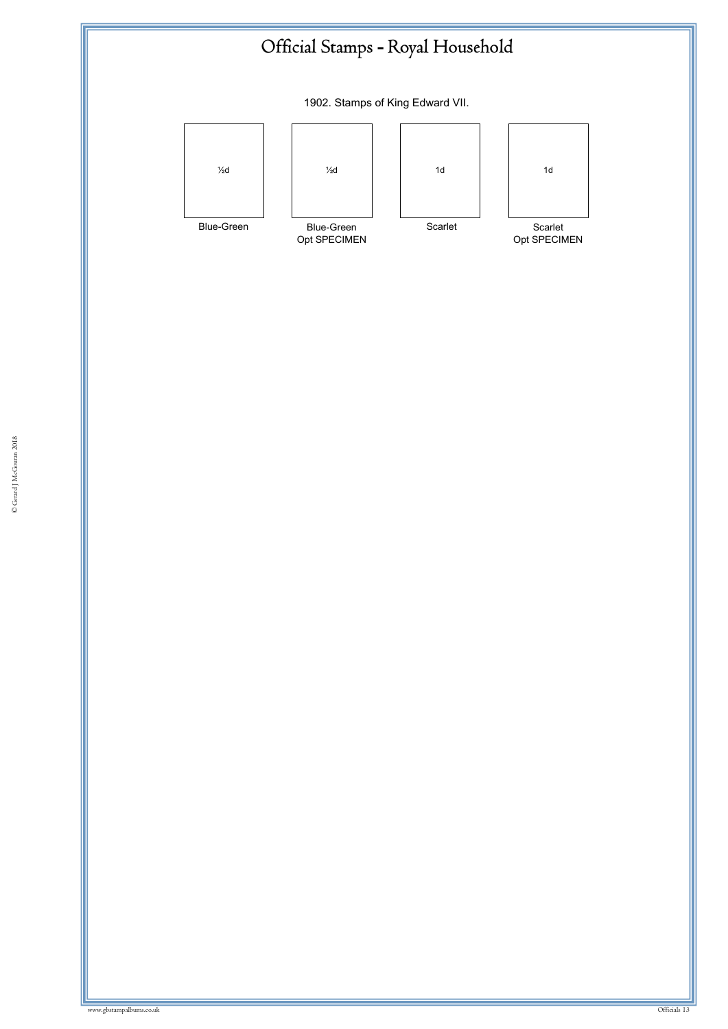# Official Stamps - Royal Household

1902. Stamps of King Edward VII.

| ½d | ½d | 1d | 1d |
|---|---|---|---|
| Blue-Green | Blue-Green Opt SPECIMEN | Scarlet | Scarlet Opt SPECIMEN |

© Gerard J McGouran 2018

www.gbstampalbums.co.uk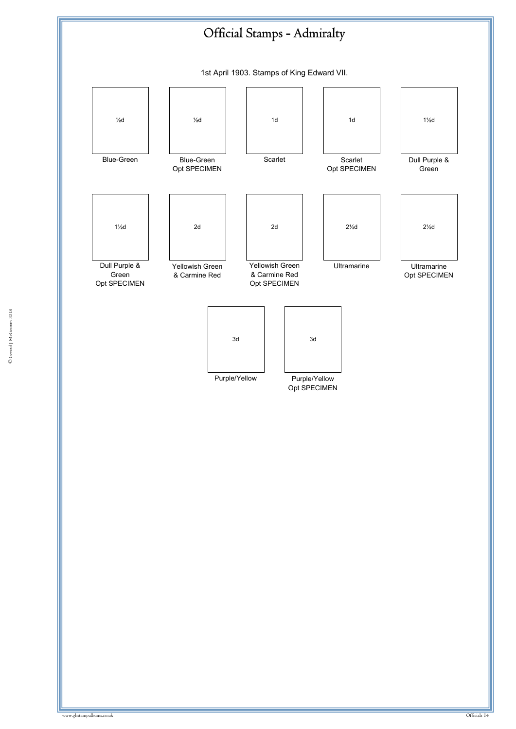# Official Stamps - Admiralty

1st April 1903. Stamps of King Edward VII.

| ½d | ½d | 1d | 1d | 1½d |
|---|---|---|---|---|
| Blue-Green | Blue-Green Opt SPECIMEN | Scarlet | Scarlet Opt SPECIMEN | Dull Purple & Green |

| 1½d | 2d | 2d | 2½d | 2½d |
|---|---|---|---|---|
| Dull Purple & Green Opt SPECIMEN | Yellowish Green & Carmine Red | Yellowish Green & Carmine Red Opt SPECIMEN | Ultramarine | Ultramarine Opt SPECIMEN |

| 3d | 3d |
|---|---|
| Purple/Yellow | Purple/Yellow Opt SPECIMEN |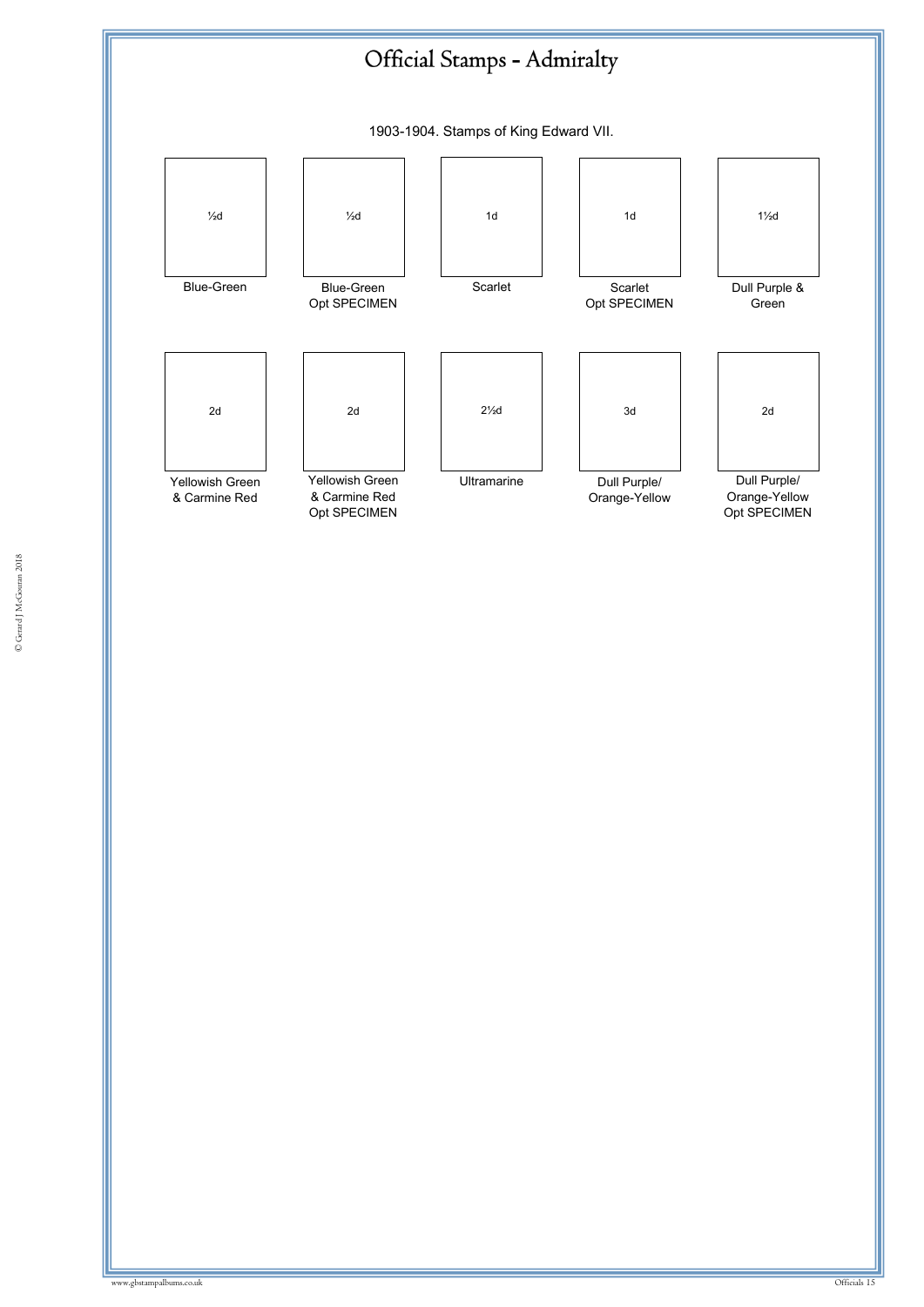# Official Stamps - Admiralty

1903-1904. Stamps of King Edward VII.

| | | | | |
|---|---|---|---|---|
| ½d | ½d | 1d | 1d | 1½d |
| Blue-Green | Blue-Green Opt SPECIMEN | Scarlet | Scarlet Opt SPECIMEN | Dull Purple & Green |
| 2d | 2d | 2½d | 3d | 2d |
| Yellowish Green & Carmine Red | Yellowish Green & Carmine Red Opt SPECIMEN | Ultramarine | Dull Purple/ Orange-Yellow | Dull Purple/ Orange-Yellow Opt SPECIMEN |

© Gerard J McGouran 2018

www.gbstampalbums.co.uk